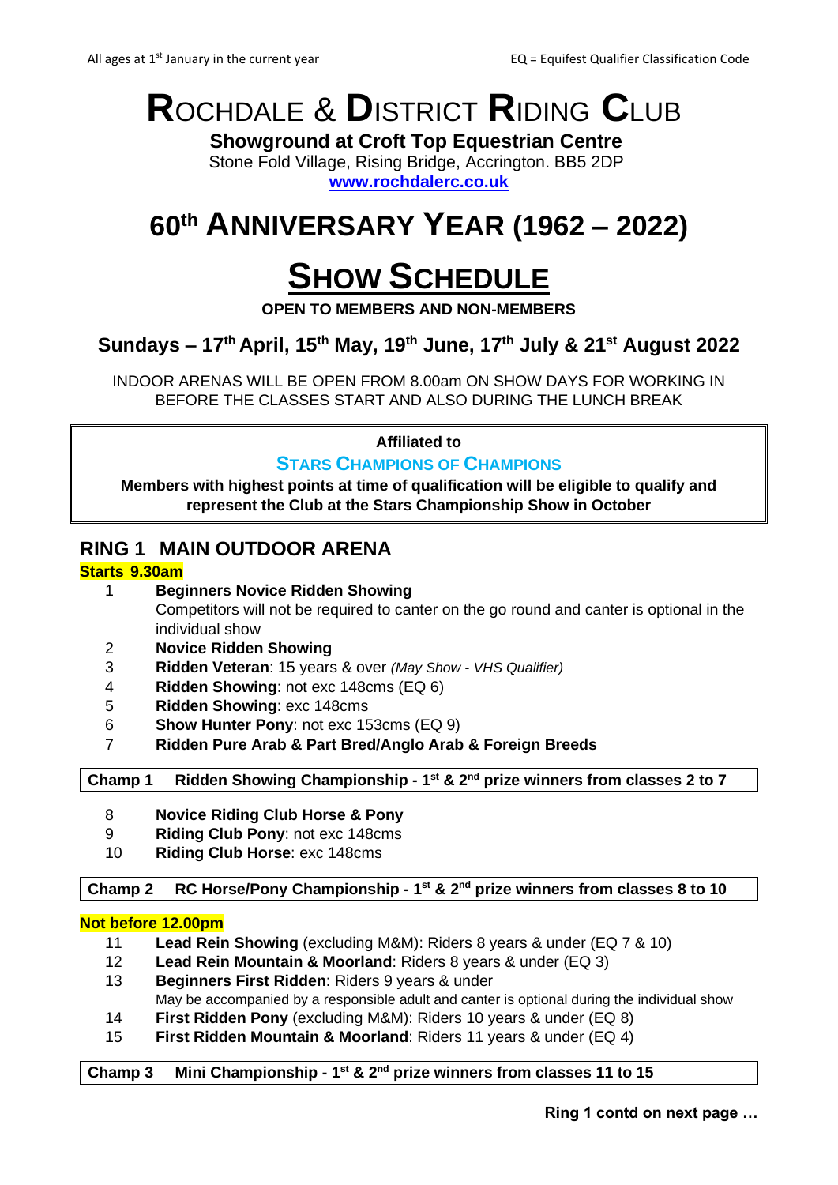All ages at 1st January in the current year

EQ = Equifest Qualifier Classification Code

# ROCHDALE & DISTRICT RIDING CLUB

**Showground at Croft Top Equestrian Centre**
Stone Fold Village, Rising Bridge, Accrington. BB5 2DP
**www.rochdalerc.co.uk**

# 60th ANNIVERSARY YEAR (1962 – 2022)

# SHOW SCHEDULE

**OPEN TO MEMBERS AND NON-MEMBERS**

## Sundays – 17th April, 15th May, 19th June, 17th July & 21st August 2022

INDOOR ARENAS WILL BE OPEN FROM 8.00am ON SHOW DAYS FOR WORKING IN BEFORE THE CLASSES START AND ALSO DURING THE LUNCH BREAK

**Affiliated to**

**STARS CHAMPIONS OF CHAMPIONS**

**Members with highest points at time of qualification will be eligible to qualify and represent the Club at the Stars Championship Show in October**

## RING 1 MAIN OUTDOOR ARENA

**Starts 9.30am**

1. **Beginners Novice Ridden Showing**
   Competitors will not be required to canter on the go round and canter is optional in the individual show
2. **Novice Ridden Showing**
3. **Ridden Veteran**: 15 years & over *(May Show - VHS Qualifier)*
4. **Ridden Showing**: not exc 148cms (EQ 6)
5. **Ridden Showing**: exc 148cms
6. **Show Hunter Pony**: not exc 153cms (EQ 9)
7. **Ridden Pure Arab & Part Bred/Anglo Arab & Foreign Breeds**

| Champ 1 | Ridden Showing Championship - 1st & 2nd prize winners from classes 2 to 7 |
|---|---|

8. **Novice Riding Club Horse & Pony**
9. **Riding Club Pony**: not exc 148cms
10. **Riding Club Horse**: exc 148cms

| Champ 2 | RC Horse/Pony Championship - 1st & 2nd prize winners from classes 8 to 10 |
|---|---|

**Not before 12.00pm**

11. **Lead Rein Showing** (excluding M&M): Riders 8 years & under (EQ 7 & 10)
12. **Lead Rein Mountain & Moorland**: Riders 8 years & under (EQ 3)
13. **Beginners First Ridden**: Riders 9 years & under
    May be accompanied by a responsible adult and canter is optional during the individual show
14. **First Ridden Pony** (excluding M&M): Riders 10 years & under (EQ 8)
15. **First Ridden Mountain & Moorland**: Riders 11 years & under (EQ 4)

| Champ 3 | Mini Championship - 1st & 2nd prize winners from classes 11 to 15 |
|---|---|

**Ring 1 contd on next page …**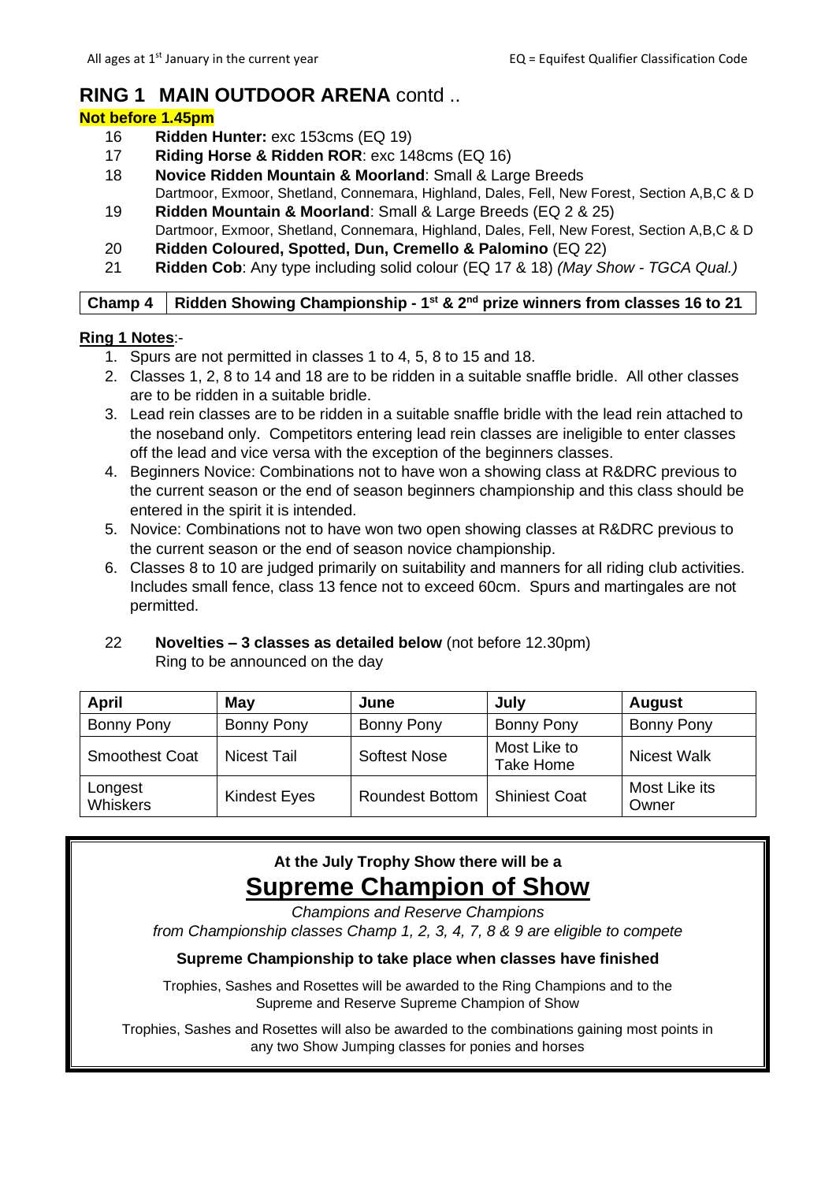All ages at 1st January in the current year — EQ = Equifest Qualifier Classification Code

# RING 1 MAIN OUTDOOR ARENA contd ..

**Not before 1.45pm**

16 **Ridden Hunter:** exc 153cms (EQ 19)

17 **Riding Horse & Ridden ROR**: exc 148cms (EQ 16)

18 **Novice Ridden Mountain & Moorland**: Small & Large Breeds
Dartmoor, Exmoor, Shetland, Connemara, Highland, Dales, Fell, New Forest, Section A,B,C & D

19 **Ridden Mountain & Moorland**: Small & Large Breeds (EQ 2 & 25)
Dartmoor, Exmoor, Shetland, Connemara, Highland, Dales, Fell, New Forest, Section A,B,C & D

20 **Ridden Coloured, Spotted, Dun, Cremello & Palomino** (EQ 22)

21 **Ridden Cob**: Any type including solid colour (EQ 17 & 18) *(May Show - TGCA Qual.)*

| **Champ 4** | **Ridden Showing Championship - 1st & 2nd prize winners from classes 16 to 21** |
|---|---|

**Ring 1 Notes**:-

1. Spurs are not permitted in classes 1 to 4, 5, 8 to 15 and 18.
2. Classes 1, 2, 8 to 14 and 18 are to be ridden in a suitable snaffle bridle. All other classes are to be ridden in a suitable bridle.
3. Lead rein classes are to be ridden in a suitable snaffle bridle with the lead rein attached to the noseband only. Competitors entering lead rein classes are ineligible to enter classes off the lead and vice versa with the exception of the beginners classes.
4. Beginners Novice: Combinations not to have won a showing class at R&DRC previous to the current season or the end of season beginners championship and this class should be entered in the spirit it is intended.
5. Novice: Combinations not to have won two open showing classes at R&DRC previous to the current season or the end of season novice championship.
6. Classes 8 to 10 are judged primarily on suitability and manners for all riding club activities. Includes small fence, class 13 fence not to exceed 60cm. Spurs and martingales are not permitted.

22 **Novelties – 3 classes as detailed below** (not before 12.30pm)
Ring to be announced on the day

| April | May | June | July | August |
|---|---|---|---|---|
| Bonny Pony | Bonny Pony | Bonny Pony | Bonny Pony | Bonny Pony |
| Smoothest Coat | Nicest Tail | Softest Nose | Most Like to Take Home | Nicest Walk |
| Longest Whiskers | Kindest Eyes | Roundest Bottom | Shiniest Coat | Most Like its Owner |

**At the July Trophy Show there will be a**

## Supreme Champion of Show

*Champions and Reserve Champions*
*from Championship classes Champ 1, 2, 3, 4, 7, 8 & 9 are eligible to compete*

**Supreme Championship to take place when classes have finished**

Trophies, Sashes and Rosettes will be awarded to the Ring Champions and to the Supreme and Reserve Supreme Champion of Show

Trophies, Sashes and Rosettes will also be awarded to the combinations gaining most points in any two Show Jumping classes for ponies and horses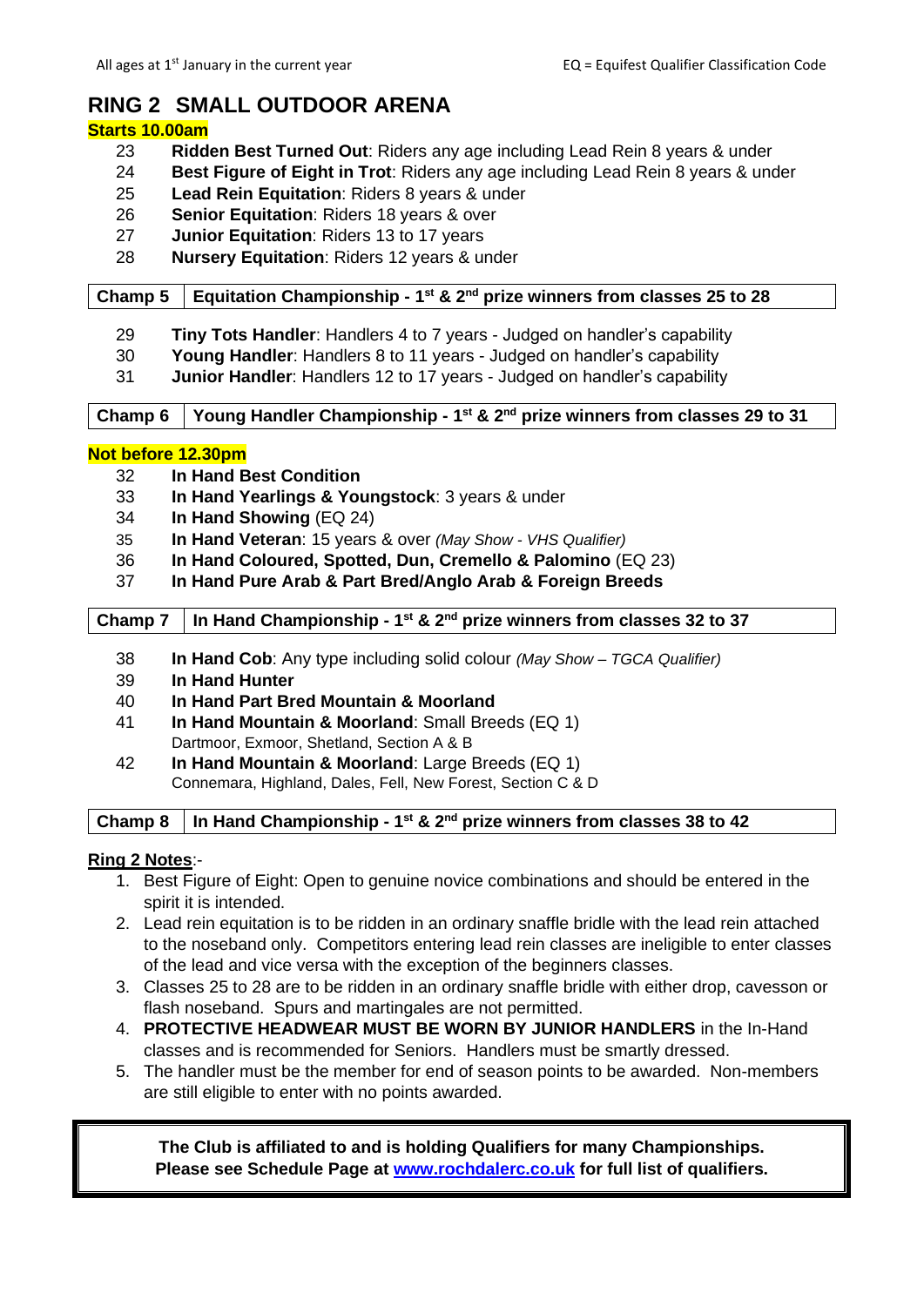All ages at 1st January in the current year

EQ = Equifest Qualifier Classification Code

# RING 2 SMALL OUTDOOR ARENA

**Starts 10.00am**

23 **Ridden Best Turned Out**: Riders any age including Lead Rein 8 years & under
24 **Best Figure of Eight in Trot**: Riders any age including Lead Rein 8 years & under
25 **Lead Rein Equitation**: Riders 8 years & under
26 **Senior Equitation**: Riders 18 years & over
27 **Junior Equitation**: Riders 13 to 17 years
28 **Nursery Equitation**: Riders 12 years & under

| **Champ 5** | **Equitation Championship - 1st & 2nd prize winners from classes 25 to 28** |
|---|---|

29 **Tiny Tots Handler**: Handlers 4 to 7 years - Judged on handler's capability
30 **Young Handler**: Handlers 8 to 11 years - Judged on handler's capability
31 **Junior Handler**: Handlers 12 to 17 years - Judged on handler's capability

| **Champ 6** | **Young Handler Championship - 1st & 2nd prize winners from classes 29 to 31** |
|---|---|

**Not before 12.30pm**

32 **In Hand Best Condition**
33 **In Hand Yearlings & Youngstock**: 3 years & under
34 **In Hand Showing** (EQ 24)
35 **In Hand Veteran**: 15 years & over *(May Show - VHS Qualifier)*
36 **In Hand Coloured, Spotted, Dun, Cremello & Palomino** (EQ 23)
37 **In Hand Pure Arab & Part Bred/Anglo Arab & Foreign Breeds**

| **Champ 7** | **In Hand Championship - 1st & 2nd prize winners from classes 32 to 37** |
|---|---|

38 **In Hand Cob**: Any type including solid colour *(May Show – TGCA Qualifier)*
39 **In Hand Hunter**
40 **In Hand Part Bred Mountain & Moorland**
41 **In Hand Mountain & Moorland**: Small Breeds (EQ 1)
Dartmoor, Exmoor, Shetland, Section A & B
42 **In Hand Mountain & Moorland**: Large Breeds (EQ 1)
Connemara, Highland, Dales, Fell, New Forest, Section C & D

| **Champ 8** | **In Hand Championship - 1st & 2nd prize winners from classes 38 to 42** |
|---|---|

**Ring 2 Notes**:-

1. Best Figure of Eight: Open to genuine novice combinations and should be entered in the spirit it is intended.
2. Lead rein equitation is to be ridden in an ordinary snaffle bridle with the lead rein attached to the noseband only. Competitors entering lead rein classes are ineligible to enter classes of the lead and vice versa with the exception of the beginners classes.
3. Classes 25 to 28 are to be ridden in an ordinary snaffle bridle with either drop, cavesson or flash noseband. Spurs and martingales are not permitted.
4. **PROTECTIVE HEADWEAR MUST BE WORN BY JUNIOR HANDLERS** in the In-Hand classes and is recommended for Seniors. Handlers must be smartly dressed.
5. The handler must be the member for end of season points to be awarded. Non-members are still eligible to enter with no points awarded.

**The Club is affiliated to and is holding Qualifiers for many Championships.**
**Please see Schedule Page at [www.rochdalerc.co.uk](www.rochdalerc.co.uk) for full list of qualifiers.**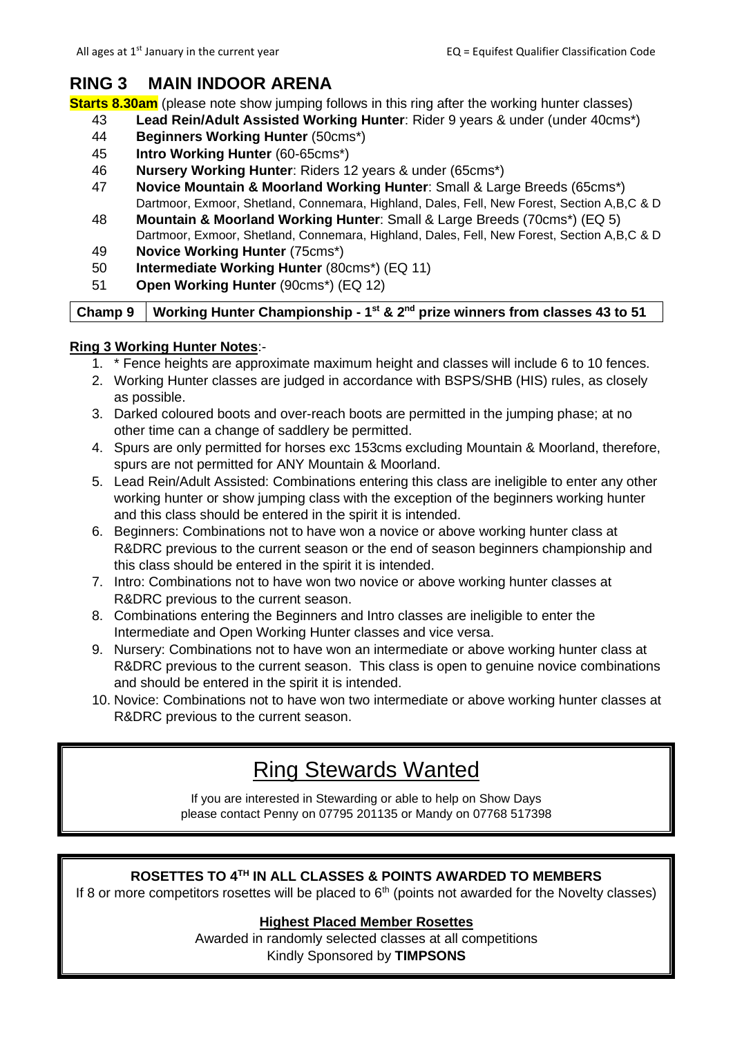All ages at 1st January in the current year

EQ = Equifest Qualifier Classification Code

## RING 3 MAIN INDOOR ARENA

**Starts 8.30am** (please note show jumping follows in this ring after the working hunter classes)

43 **Lead Rein/Adult Assisted Working Hunter**: Rider 9 years & under (under 40cms*)

44 **Beginners Working Hunter** (50cms*)

45 **Intro Working Hunter** (60-65cms*)

46 **Nursery Working Hunter**: Riders 12 years & under (65cms*)

47 **Novice Mountain & Moorland Working Hunter**: Small & Large Breeds (65cms*)
Dartmoor, Exmoor, Shetland, Connemara, Highland, Dales, Fell, New Forest, Section A,B,C & D

48 **Mountain & Moorland Working Hunter**: Small & Large Breeds (70cms*) (EQ 5)
Dartmoor, Exmoor, Shetland, Connemara, Highland, Dales, Fell, New Forest, Section A,B,C & D

49 **Novice Working Hunter** (75cms*)

50 **Intermediate Working Hunter** (80cms*) (EQ 11)

51 **Open Working Hunter** (90cms*) (EQ 12)

| **Champ 9** | **Working Hunter Championship - 1st & 2nd prize winners from classes 43 to 51** |
|---|---|

**Ring 3 Working Hunter Notes**:-

1. * Fence heights are approximate maximum height and classes will include 6 to 10 fences.
2. Working Hunter classes are judged in accordance with BSPS/SHB (HIS) rules, as closely as possible.
3. Darked coloured boots and over-reach boots are permitted in the jumping phase; at no other time can a change of saddlery be permitted.
4. Spurs are only permitted for horses exc 153cms excluding Mountain & Moorland, therefore, spurs are not permitted for ANY Mountain & Moorland.
5. Lead Rein/Adult Assisted: Combinations entering this class are ineligible to enter any other working hunter or show jumping class with the exception of the beginners working hunter and this class should be entered in the spirit it is intended.
6. Beginners: Combinations not to have won a novice or above working hunter class at R&DRC previous to the current season or the end of season beginners championship and this class should be entered in the spirit it is intended.
7. Intro: Combinations not to have won two novice or above working hunter classes at R&DRC previous to the current season.
8. Combinations entering the Beginners and Intro classes are ineligible to enter the Intermediate and Open Working Hunter classes and vice versa.
9. Nursery: Combinations not to have won an intermediate or above working hunter class at R&DRC previous to the current season. This class is open to genuine novice combinations and should be entered in the spirit it is intended.
10. Novice: Combinations not to have won two intermediate or above working hunter classes at R&DRC previous to the current season.

# Ring Stewards Wanted

If you are interested in Stewarding or able to help on Show Days
please contact Penny on 07795 201135 or Mandy on 07768 517398

**ROSETTES TO 4TH IN ALL CLASSES & POINTS AWARDED TO MEMBERS**

If 8 or more competitors rosettes will be placed to 6th (points not awarded for the Novelty classes)

**Highest Placed Member Rosettes**

Awarded in randomly selected classes at all competitions
Kindly Sponsored by **TIMPSONS**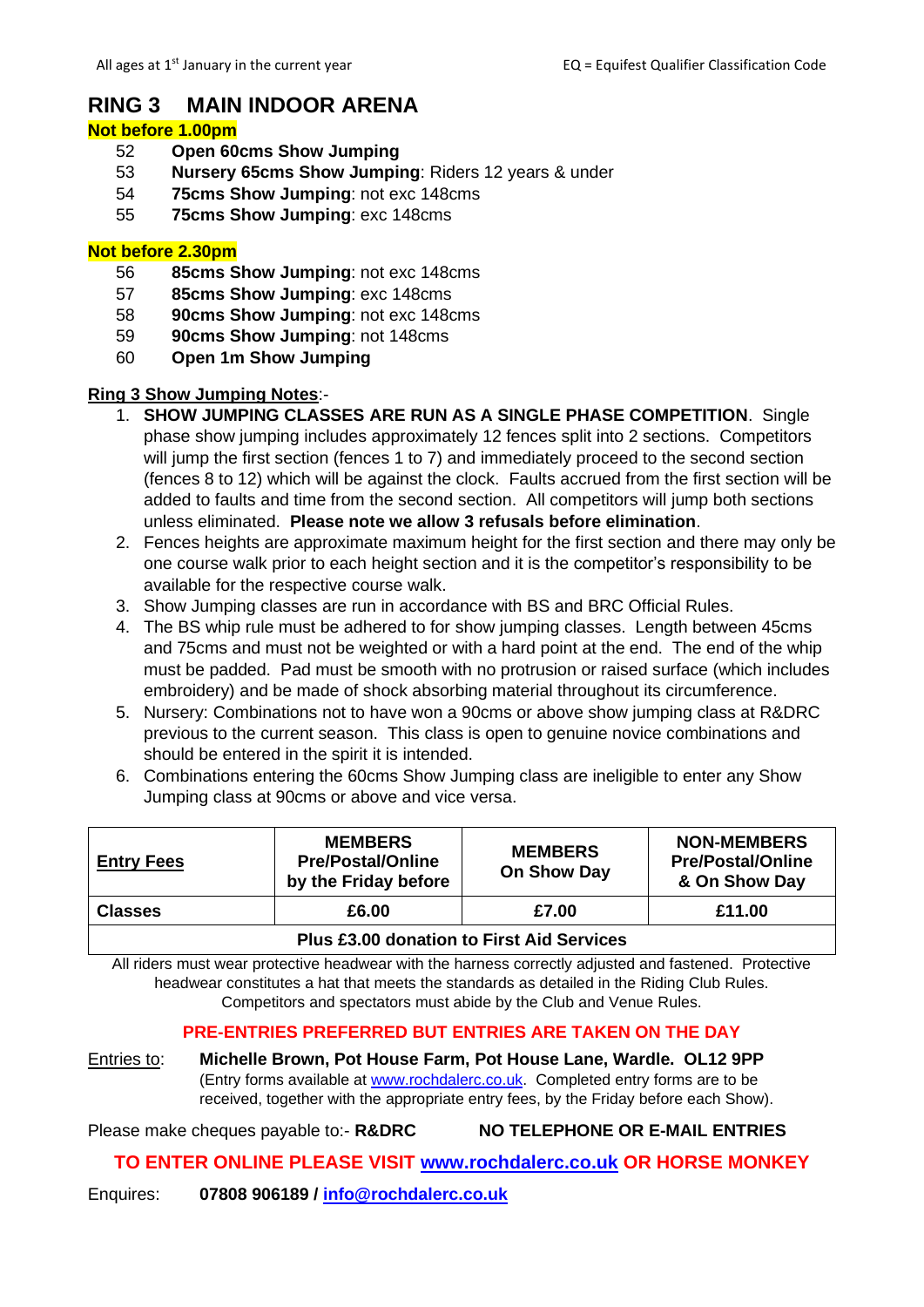# RING 3 MAIN INDOOR ARENA

**Not before 1.00pm**

52 **Open 60cms Show Jumping**
53 **Nursery 65cms Show Jumping**: Riders 12 years & under
54 **75cms Show Jumping**: not exc 148cms
55 **75cms Show Jumping**: exc 148cms

**Not before 2.30pm**

56 **85cms Show Jumping**: not exc 148cms
57 **85cms Show Jumping**: exc 148cms
58 **90cms Show Jumping**: not exc 148cms
59 **90cms Show Jumping**: not 148cms
60 **Open 1m Show Jumping**

**Ring 3 Show Jumping Notes**:-

1. **SHOW JUMPING CLASSES ARE RUN AS A SINGLE PHASE COMPETITION**. Single phase show jumping includes approximately 12 fences split into 2 sections. Competitors will jump the first section (fences 1 to 7) and immediately proceed to the second section (fences 8 to 12) which will be against the clock. Faults accrued from the first section will be added to faults and time from the second section. All competitors will jump both sections unless eliminated. **Please note we allow 3 refusals before elimination**.
2. Fences heights are approximate maximum height for the first section and there may only be one course walk prior to each height section and it is the competitor's responsibility to be available for the respective course walk.
3. Show Jumping classes are run in accordance with BS and BRC Official Rules.
4. The BS whip rule must be adhered to for show jumping classes. Length between 45cms and 75cms and must not be weighted or with a hard point at the end. The end of the whip must be padded. Pad must be smooth with no protrusion or raised surface (which includes embroidery) and be made of shock absorbing material throughout its circumference.
5. Nursery: Combinations not to have won a 90cms or above show jumping class at R&DRC previous to the current season. This class is open to genuine novice combinations and should be entered in the spirit it is intended.
6. Combinations entering the 60cms Show Jumping class are ineligible to enter any Show Jumping class at 90cms or above and vice versa.

| **Entry Fees** | **MEMBERS Pre/Postal/Online by the Friday before** | **MEMBERS On Show Day** | **NON-MEMBERS Pre/Postal/Online & On Show Day** |
|---|---|---|---|
| **Classes** | **£6.00** | **£7.00** | **£11.00** |
| **Plus £3.00 donation to First Aid Services** | | | |

All riders must wear protective headwear with the harness correctly adjusted and fastened. Protective headwear constitutes a hat that meets the standards as detailed in the Riding Club Rules. Competitors and spectators must abide by the Club and Venue Rules.

**PRE-ENTRIES PREFERRED BUT ENTRIES ARE TAKEN ON THE DAY**

Entries to: **Michelle Brown, Pot House Farm, Pot House Lane, Wardle. OL12 9PP**
(Entry forms available at www.rochdalerc.co.uk. Completed entry forms are to be received, together with the appropriate entry fees, by the Friday before each Show).

Please make cheques payable to:- **R&DRC** **NO TELEPHONE OR E-MAIL ENTRIES**

**TO ENTER ONLINE PLEASE VISIT www.rochdalerc.co.uk OR HORSE MONKEY**

Enquires: **07808 906189 / info@rochdalerc.co.uk**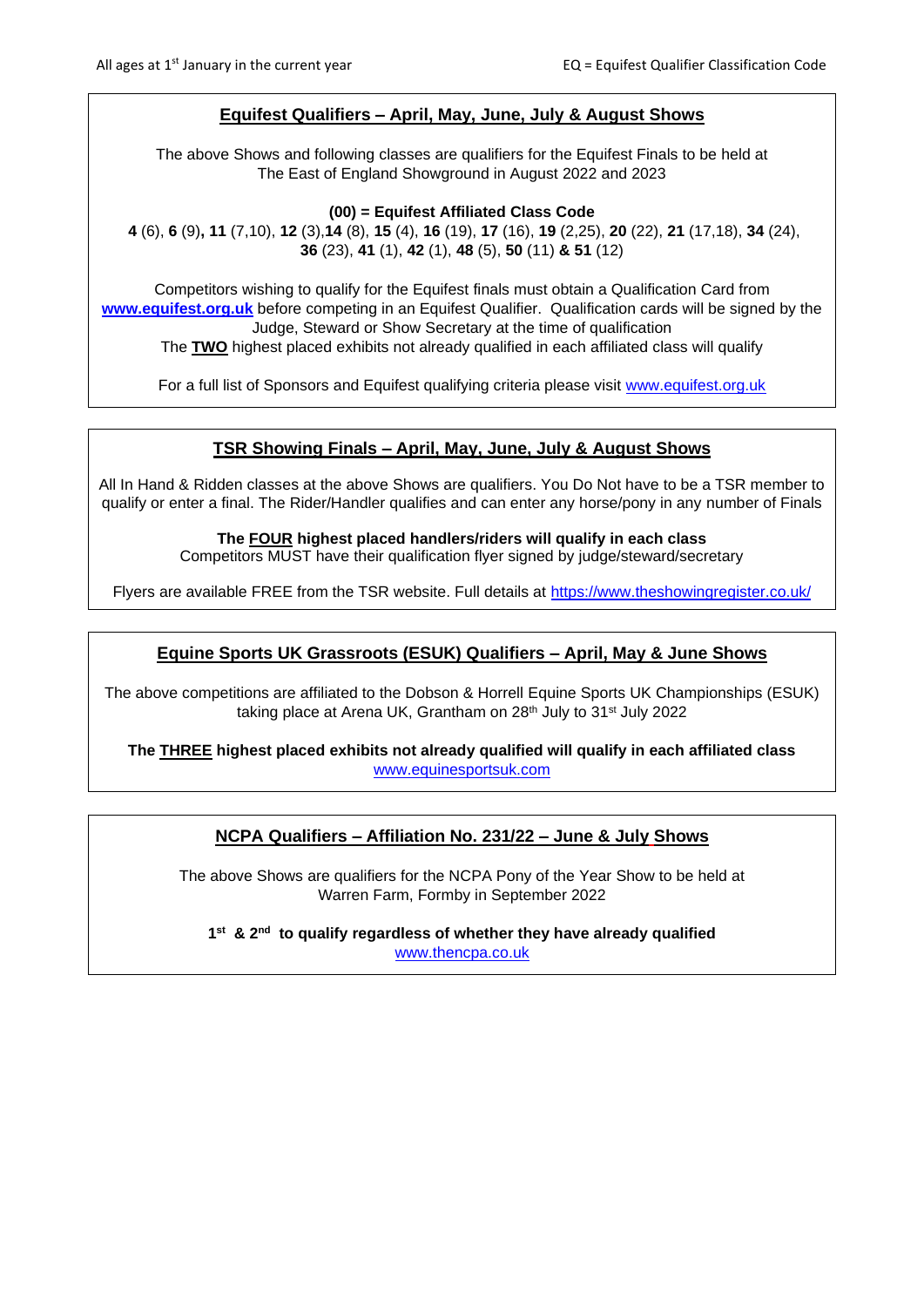All ages at 1st January in the current year

EQ = Equifest Qualifier Classification Code

## Equifest Qualifiers – April, May, June, July & August Shows

The above Shows and following classes are qualifiers for the Equifest Finals to be held at The East of England Showground in August 2022 and 2023

**(00) = Equifest Affiliated Class Code**
**4** (6), **6** (9)**, 11** (7,10), **12** (3),**14** (8), **15** (4), **16** (19), **17** (16), **19** (2,25), **20** (22), **21** (17,18), **34** (24), **36** (23), **41** (1), **42** (1), **48** (5), **50** (11) **& 51** (12)

Competitors wishing to qualify for the Equifest finals must obtain a Qualification Card from **www.equifest.org.uk** before competing in an Equifest Qualifier. Qualification cards will be signed by the Judge, Steward or Show Secretary at the time of qualification
The **TWO** highest placed exhibits not already qualified in each affiliated class will qualify

For a full list of Sponsors and Equifest qualifying criteria please visit www.equifest.org.uk

## TSR Showing Finals – April, May, June, July & August Shows

All In Hand & Ridden classes at the above Shows are qualifiers. You Do Not have to be a TSR member to qualify or enter a final. The Rider/Handler qualifies and can enter any horse/pony in any number of Finals

**The FOUR highest placed handlers/riders will qualify in each class**
Competitors MUST have their qualification flyer signed by judge/steward/secretary

Flyers are available FREE from the TSR website. Full details at https://www.theshowingregister.co.uk/

## Equine Sports UK Grassroots (ESUK) Qualifiers – April, May & June Shows

The above competitions are affiliated to the Dobson & Horrell Equine Sports UK Championships (ESUK) taking place at Arena UK, Grantham on 28th July to 31st July 2022

**The THREE highest placed exhibits not already qualified will qualify in each affiliated class**
www.equinesportsuk.com

## NCPA Qualifiers – Affiliation No. 231/22 – June & July Shows

The above Shows are qualifiers for the NCPA Pony of the Year Show to be held at Warren Farm, Formby in September 2022

**1st & 2nd to qualify regardless of whether they have already qualified**
www.thencpa.co.uk